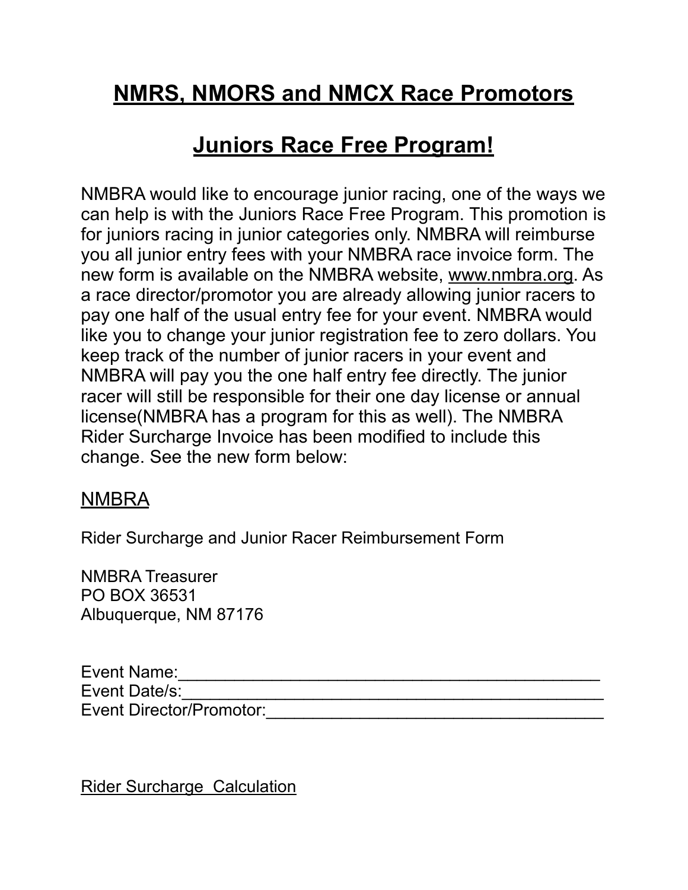# NMRS, NMORS and NMCX Race Promotors

# Juniors Race Free Program!

NMBRA would like to encourage junior racing, one of the ways we can help is with the Juniors Race Free Program. This promotion is for juniors racing in junior categories only. NMBRA will reimburse you all junior entry fees with your NMBRA race invoice form. The new form is available on the NMBRA website, www.nmbra.org. As a race director/promotor you are already allowing junior racers to pay one half of the usual entry fee for your event. NMBRA would like you to change your junior registration fee to zero dollars. You keep track of the number of junior racers in your event and NMBRA will pay you the one half entry fee directly. The junior racer will still be responsible for their one day license or annual license(NMBRA has a program for this as well). The NMBRA Rider Surcharge Invoice has been modified to include this change. See the new form below:

NMBRA

Rider Surcharge and Junior Racer Reimbursement Form

NMBRA Treasurer
PO BOX 36531
Albuquerque, NM 87176

Event Name:_______________________________________________
Event Date/s:_______________________________________________
Event Director/Promotor:_____________________________________

Rider Surcharge  Calculation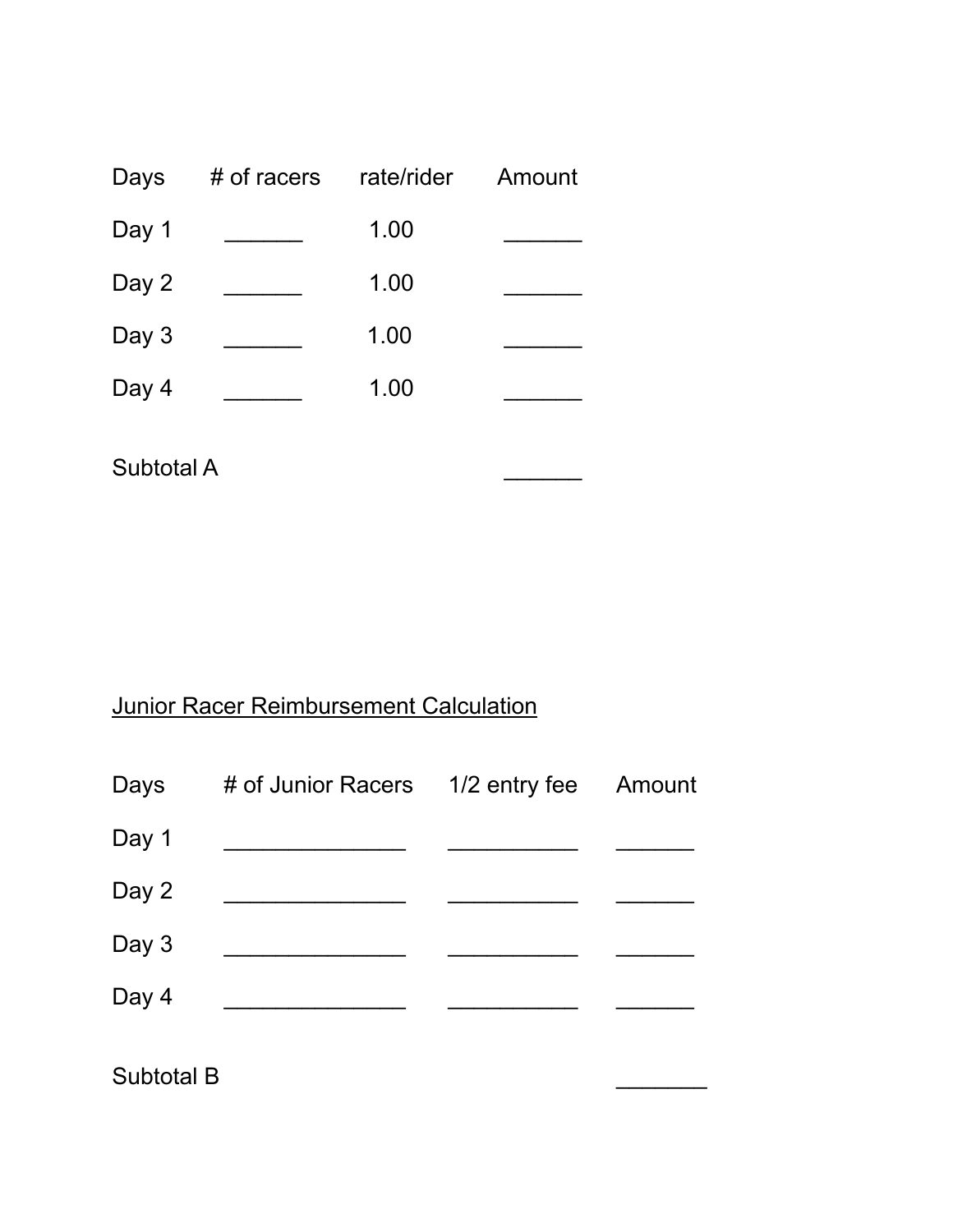| Days | # of racers | rate/rider | Amount |
|---|---|---|---|
| Day 1 | ______ | 1.00 | ______ |
| Day 2 | ______ | 1.00 | ______ |
| Day 3 | ______ | 1.00 | ______ |
| Day 4 | ______ | 1.00 | ______ |
| Subtotal A | | | ______ |

<u>Junior Racer Reimbursement Calculation</u>

| Days | # of Junior Racers | 1/2 entry fee | Amount |
|---|---|---|---|
| Day 1 | ______________ | __________ | ______ |
| Day 2 | ______________ | __________ | ______ |
| Day 3 | ______________ | __________ | ______ |
| Day 4 | ______________ | __________ | ______ |
| Subtotal B | | | _______ |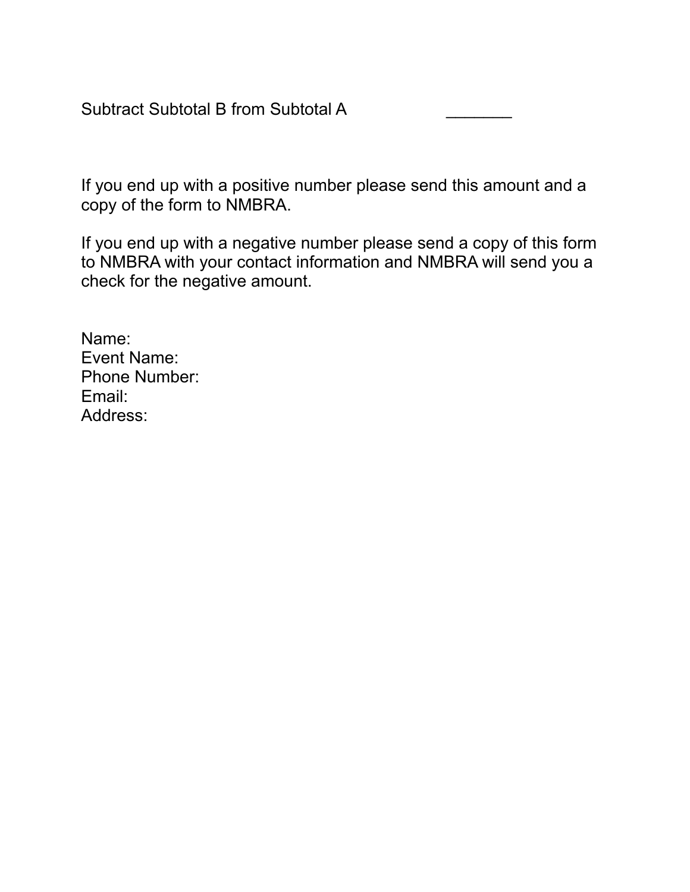Subtract Subtotal B from Subtotal A _______

If you end up with a positive number please send this amount and a copy of the form to NMBRA.

If you end up with a negative number please send a copy of this form to NMBRA with your contact information and NMBRA will send you a check for the negative amount.

Name:
Event Name:
Phone Number:
Email:
Address: